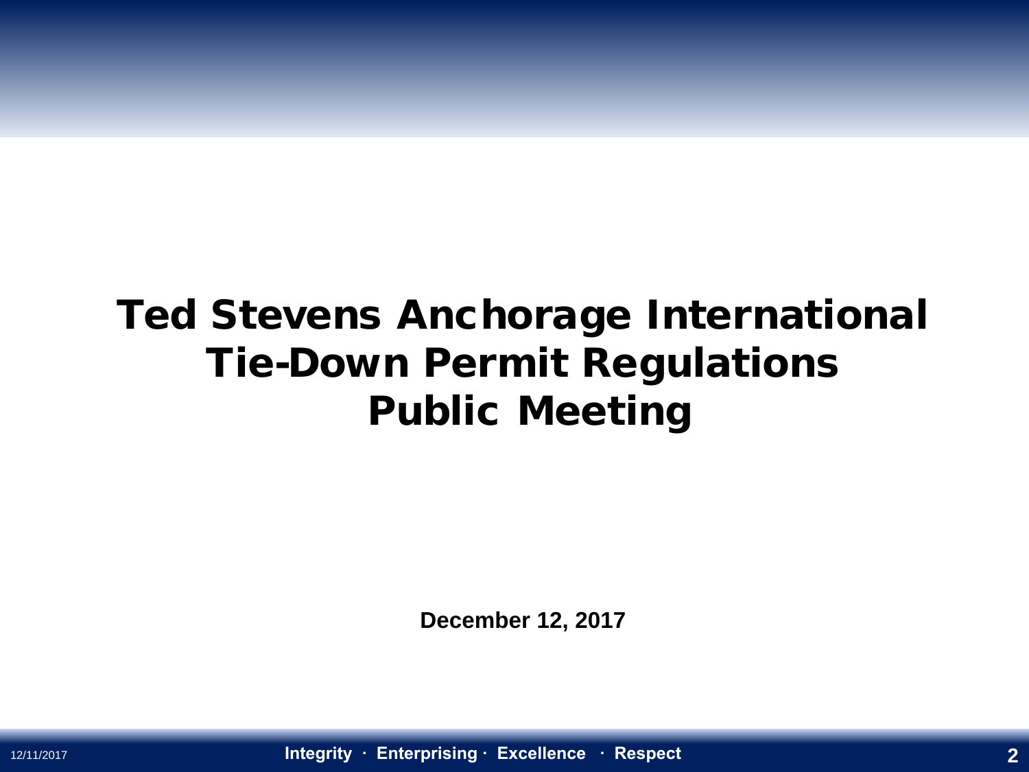# Ted Stevens Anchorage International Tie-Down Permit Regulations Public Meeting

**December 12, 2017**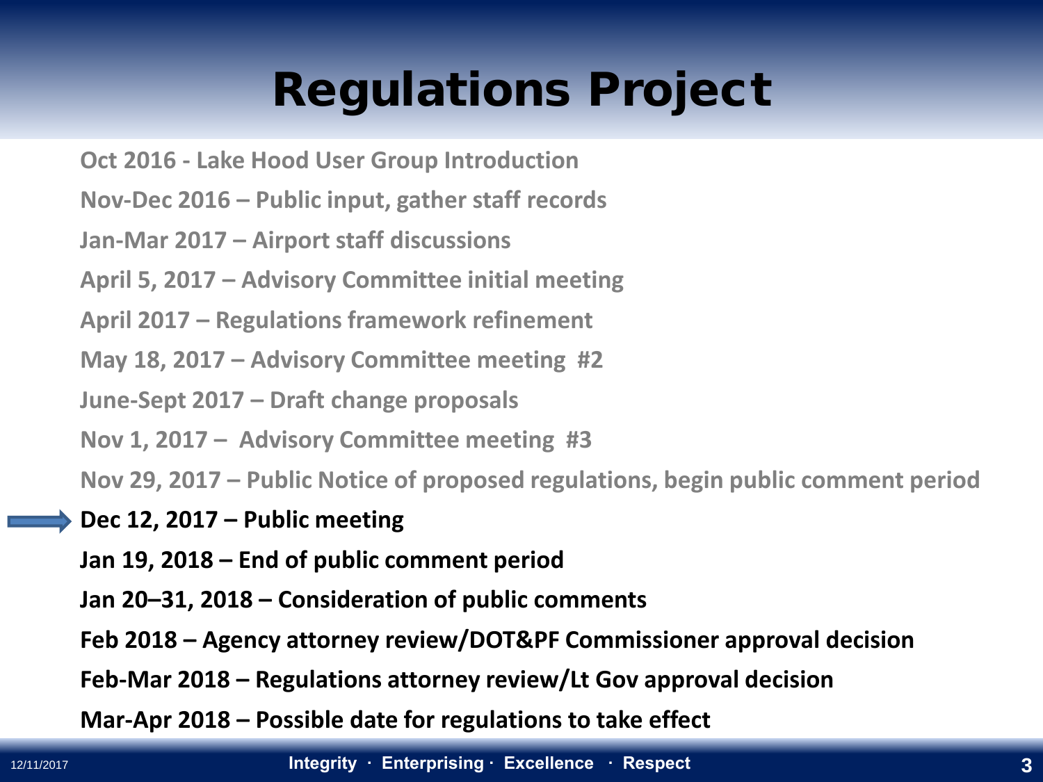# Regulations Project

- Oct 2016 - Lake Hood User Group Introduction
- Nov-Dec 2016 – Public input, gather staff records
- Jan-Mar 2017 – Airport staff discussions
- April 5, 2017 – Advisory Committee initial meeting
- April 2017 – Regulations framework refinement
- May 18, 2017 – Advisory Committee meeting #2
- June-Sept 2017 – Draft change proposals
- Nov 1, 2017 – Advisory Committee meeting #3
- Nov 29, 2017 – Public Notice of proposed regulations, begin public comment period
- **Dec 12, 2017 – Public meeting**
- **Jan 19, 2018 – End of public comment period**
- **Jan 20–31, 2018 – Consideration of public comments**
- **Feb 2018 – Agency attorney review/DOT&PF Commissioner approval decision**
- **Feb-Mar 2018 – Regulations attorney review/Lt Gov approval decision**
- **Mar-Apr 2018 – Possible date for regulations to take effect**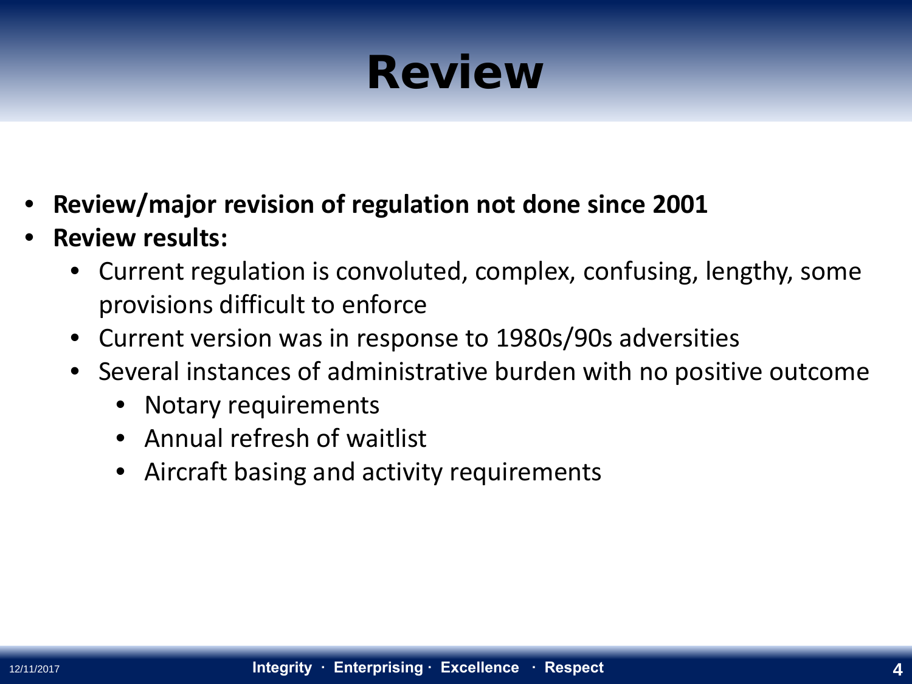# Review

- **Review/major revision of regulation not done since 2001**
- **Review results:**
  - Current regulation is convoluted, complex, confusing, lengthy, some provisions difficult to enforce
  - Current version was in response to 1980s/90s adversities
  - Several instances of administrative burden with no positive outcome
    - Notary requirements
    - Annual refresh of waitlist
    - Aircraft basing and activity requirements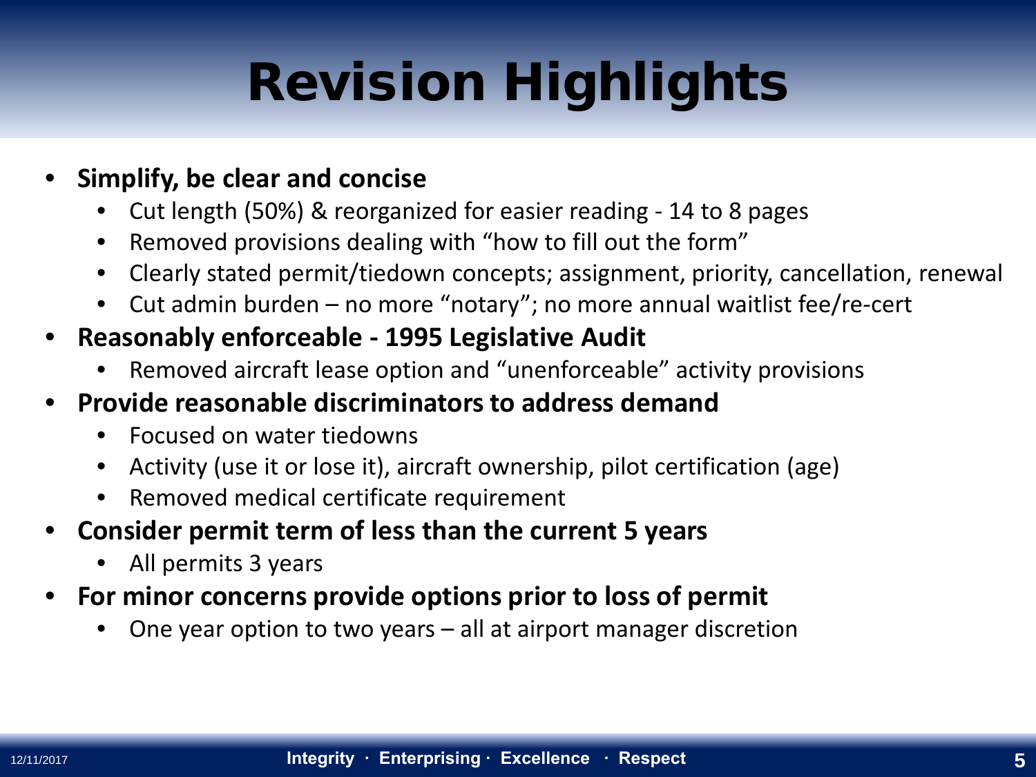# Revision Highlights

- **Simplify, be clear and concise**
  - Cut length (50%) & reorganized for easier reading - 14 to 8 pages
  - Removed provisions dealing with "how to fill out the form"
  - Clearly stated permit/tiedown concepts; assignment, priority, cancellation, renewal
  - Cut admin burden – no more "notary"; no more annual waitlist fee/re-cert
- **Reasonably enforceable - 1995 Legislative Audit**
  - Removed aircraft lease option and "unenforceable" activity provisions
- **Provide reasonable discriminators to address demand**
  - Focused on water tiedowns
  - Activity (use it or lose it), aircraft ownership, pilot certification (age)
  - Removed medical certificate requirement
- **Consider permit term of less than the current 5 years**
  - All permits 3 years
- **For minor concerns provide options prior to loss of permit**
  - One year option to two years – all at airport manager discretion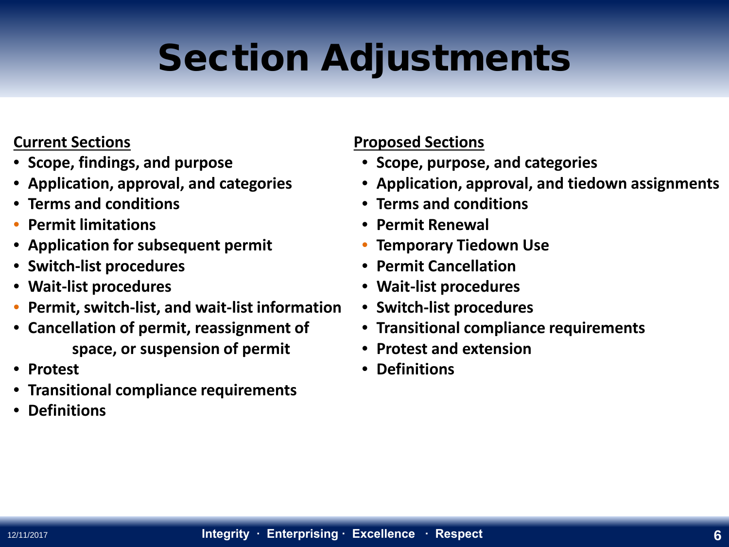# Section Adjustments

**Current Sections**

- Scope, findings, and purpose
- Application, approval, and categories
- Terms and conditions
- Permit limitations
- Application for subsequent permit
- Switch-list procedures
- Wait-list procedures
- Permit, switch-list, and wait-list information
- Cancellation of permit, reassignment of space, or suspension of permit
- Protest
- Transitional compliance requirements
- Definitions

**Proposed Sections**

- Scope, purpose, and categories
- Application, approval, and tiedown assignments
- Terms and conditions
- Permit Renewal
- Temporary Tiedown Use
- Permit Cancellation
- Wait-list procedures
- Switch-list procedures
- Transitional compliance requirements
- Protest and extension
- Definitions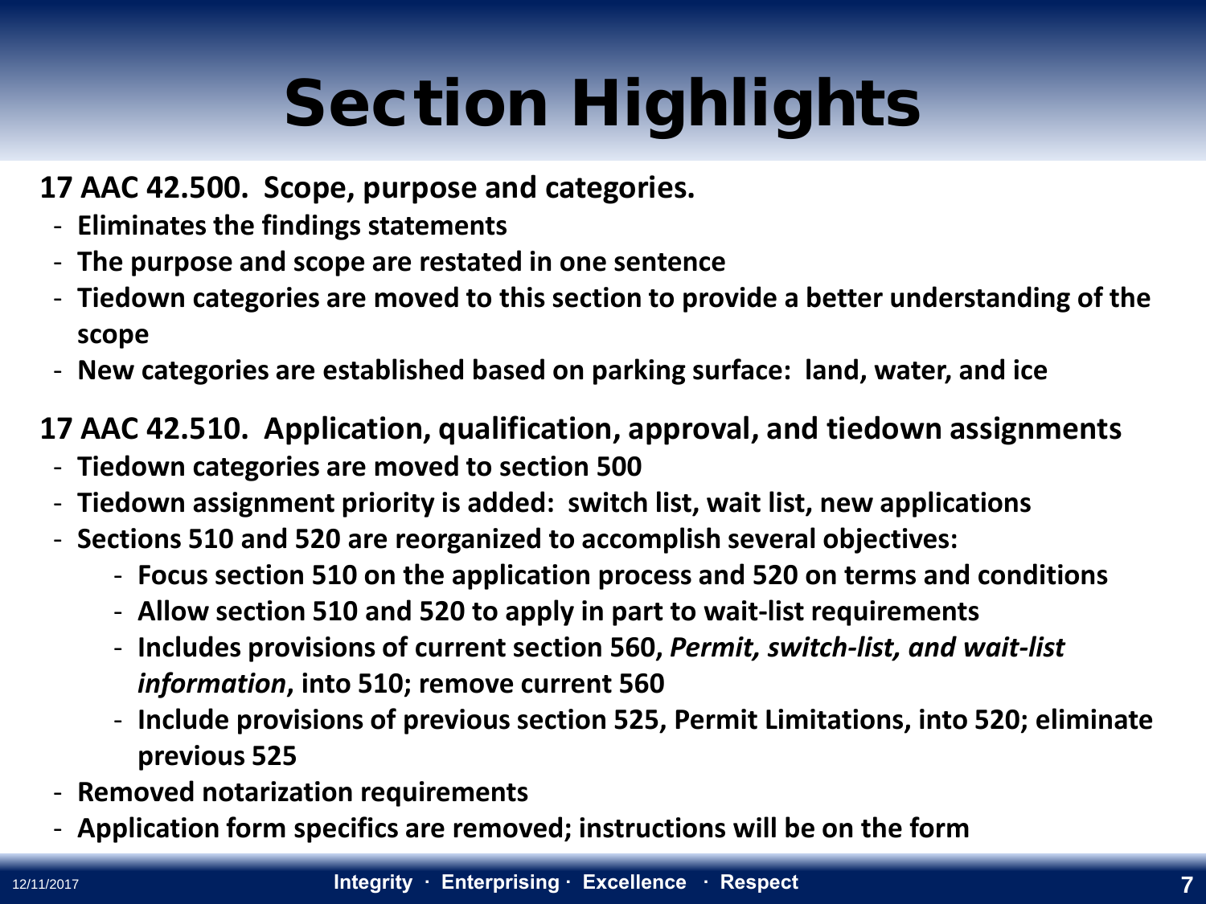# Section Highlights

**17 AAC 42.500. Scope, purpose and categories.**

- **Eliminates the findings statements**
- **The purpose and scope are restated in one sentence**
- **Tiedown categories are moved to this section to provide a better understanding of the scope**
- **New categories are established based on parking surface: land, water, and ice**

**17 AAC 42.510. Application, qualification, approval, and tiedown assignments**

- **Tiedown categories are moved to section 500**
- **Tiedown assignment priority is added: switch list, wait list, new applications**
- **Sections 510 and 520 are reorganized to accomplish several objectives:**
  - **Focus section 510 on the application process and 520 on terms and conditions**
  - **Allow section 510 and 520 to apply in part to wait-list requirements**
  - **Includes provisions of current section 560, *Permit, switch-list, and wait-list information*, into 510; remove current 560**
  - **Include provisions of previous section 525, Permit Limitations, into 520; eliminate previous 525**
- **Removed notarization requirements**
- **Application form specifics are removed; instructions will be on the form**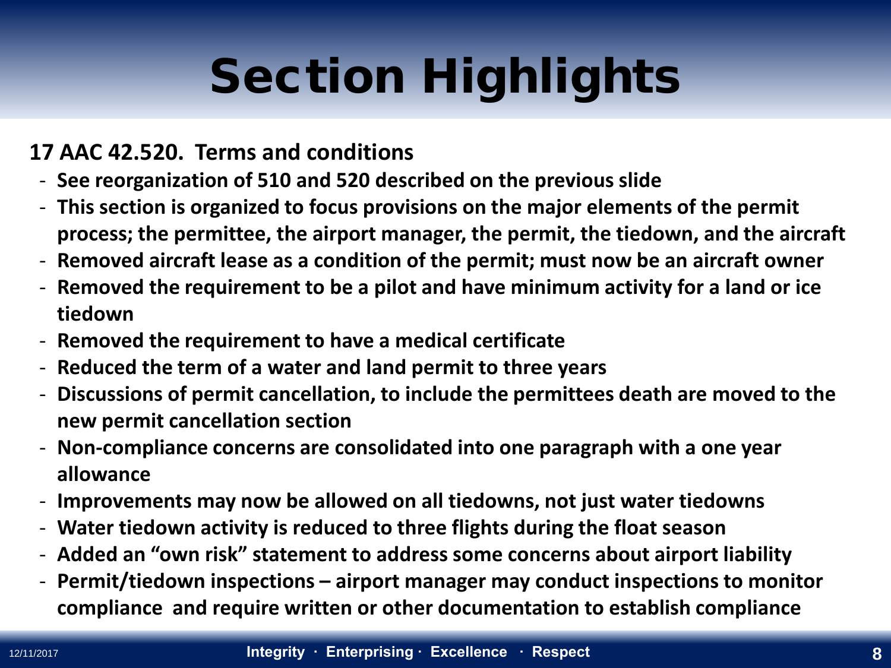# Section Highlights

**17 AAC 42.520. Terms and conditions**

- **See reorganization of 510 and 520 described on the previous slide**
- **This section is organized to focus provisions on the major elements of the permit process; the permittee, the airport manager, the permit, the tiedown, and the aircraft**
- **Removed aircraft lease as a condition of the permit; must now be an aircraft owner**
- **Removed the requirement to be a pilot and have minimum activity for a land or ice tiedown**
- **Removed the requirement to have a medical certificate**
- **Reduced the term of a water and land permit to three years**
- **Discussions of permit cancellation, to include the permittees death are moved to the new permit cancellation section**
- **Non-compliance concerns are consolidated into one paragraph with a one year allowance**
- **Improvements may now be allowed on all tiedowns, not just water tiedowns**
- **Water tiedown activity is reduced to three flights during the float season**
- **Added an "own risk" statement to address some concerns about airport liability**
- **Permit/tiedown inspections – airport manager may conduct inspections to monitor compliance and require written or other documentation to establish compliance**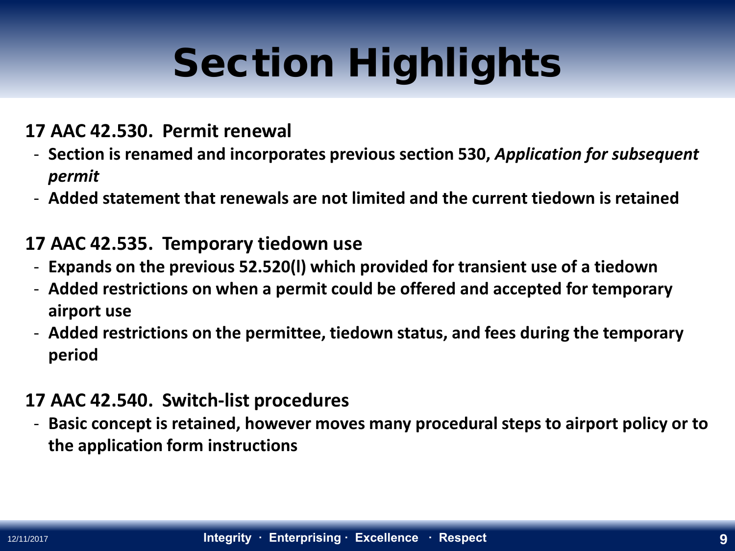# Section Highlights

### 17 AAC 42.530. Permit renewal

- Section is renamed and incorporates previous section 530, *Application for subsequent permit*
- Added statement that renewals are not limited and the current tiedown is retained

### 17 AAC 42.535. Temporary tiedown use

- Expands on the previous 52.520(l) which provided for transient use of a tiedown
- Added restrictions on when a permit could be offered and accepted for temporary airport use
- Added restrictions on the permittee, tiedown status, and fees during the temporary period

### 17 AAC 42.540. Switch-list procedures

- Basic concept is retained, however moves many procedural steps to airport policy or to the application form instructions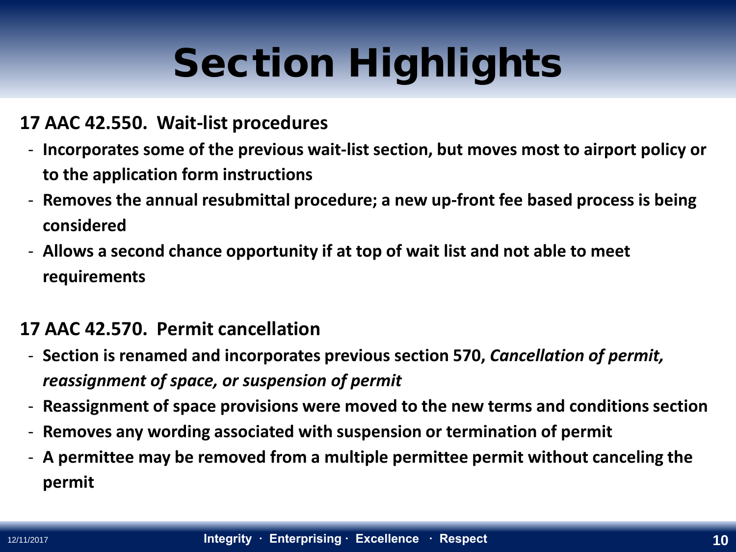# Section Highlights

**17 AAC 42.550. Wait-list procedures**

- **Incorporates some of the previous wait-list section, but moves most to airport policy or to the application form instructions**
- **Removes the annual resubmittal procedure; a new up-front fee based process is being considered**
- **Allows a second chance opportunity if at top of wait list and not able to meet requirements**

**17 AAC 42.570. Permit cancellation**

- **Section is renamed and incorporates previous section 570, *Cancellation of permit, reassignment of space, or suspension of permit***
- **Reassignment of space provisions were moved to the new terms and conditions section**
- **Removes any wording associated with suspension or termination of permit**
- **A permittee may be removed from a multiple permittee permit without canceling the permit**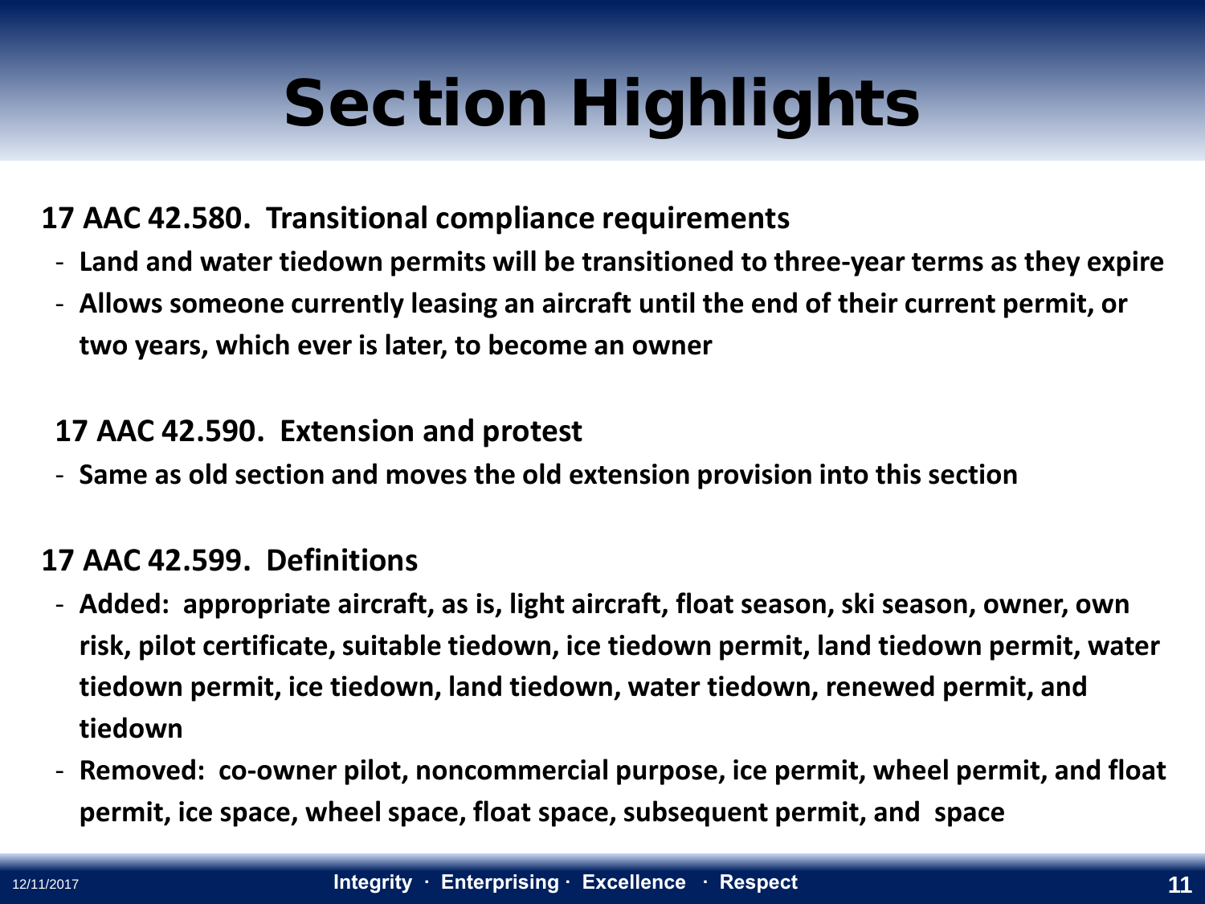# Section Highlights

**17 AAC 42.580. Transitional compliance requirements**

- **Land and water tiedown permits will be transitioned to three-year terms as they expire**
- **Allows someone currently leasing an aircraft until the end of their current permit, or two years, which ever is later, to become an owner**

**17 AAC 42.590. Extension and protest**

- **Same as old section and moves the old extension provision into this section**

**17 AAC 42.599. Definitions**

- **Added: appropriate aircraft, as is, light aircraft, float season, ski season, owner, own risk, pilot certificate, suitable tiedown, ice tiedown permit, land tiedown permit, water tiedown permit, ice tiedown, land tiedown, water tiedown, renewed permit, and tiedown**
- **Removed: co-owner pilot, noncommercial purpose, ice permit, wheel permit, and float permit, ice space, wheel space, float space, subsequent permit, and space**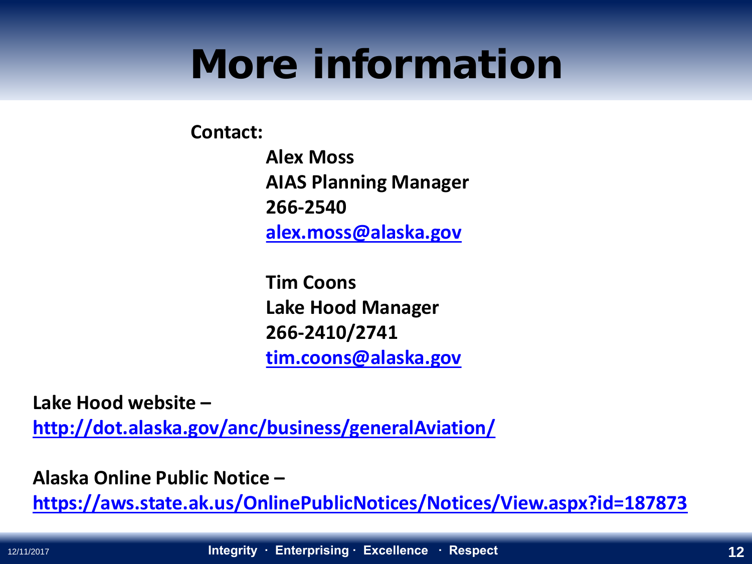# More information

**Contact:**

**Alex Moss**
**AIAS Planning Manager**
**266-2540**
**alex.moss@alaska.gov**

**Tim Coons**
**Lake Hood Manager**
**266-2410/2741**
**tim.coons@alaska.gov**

**Lake Hood website –**
**http://dot.alaska.gov/anc/business/generalAviation/**

**Alaska Online Public Notice –**
**https://aws.state.ak.us/OnlinePublicNotices/Notices/View.aspx?id=187873**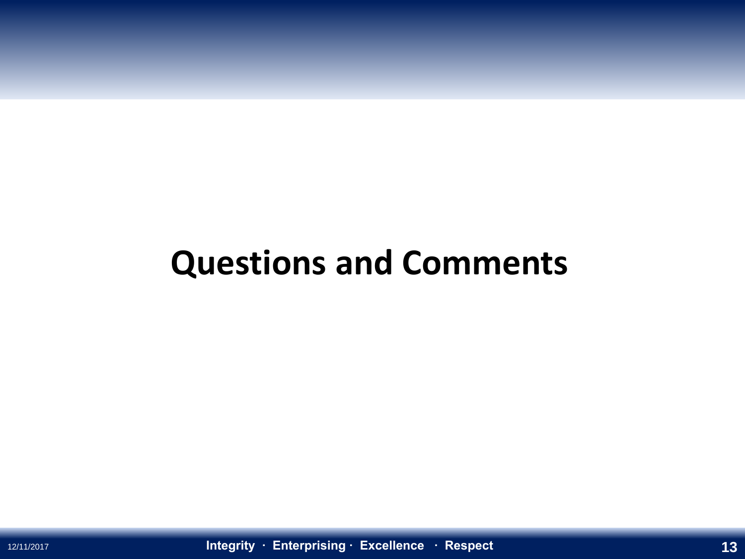# Questions and Comments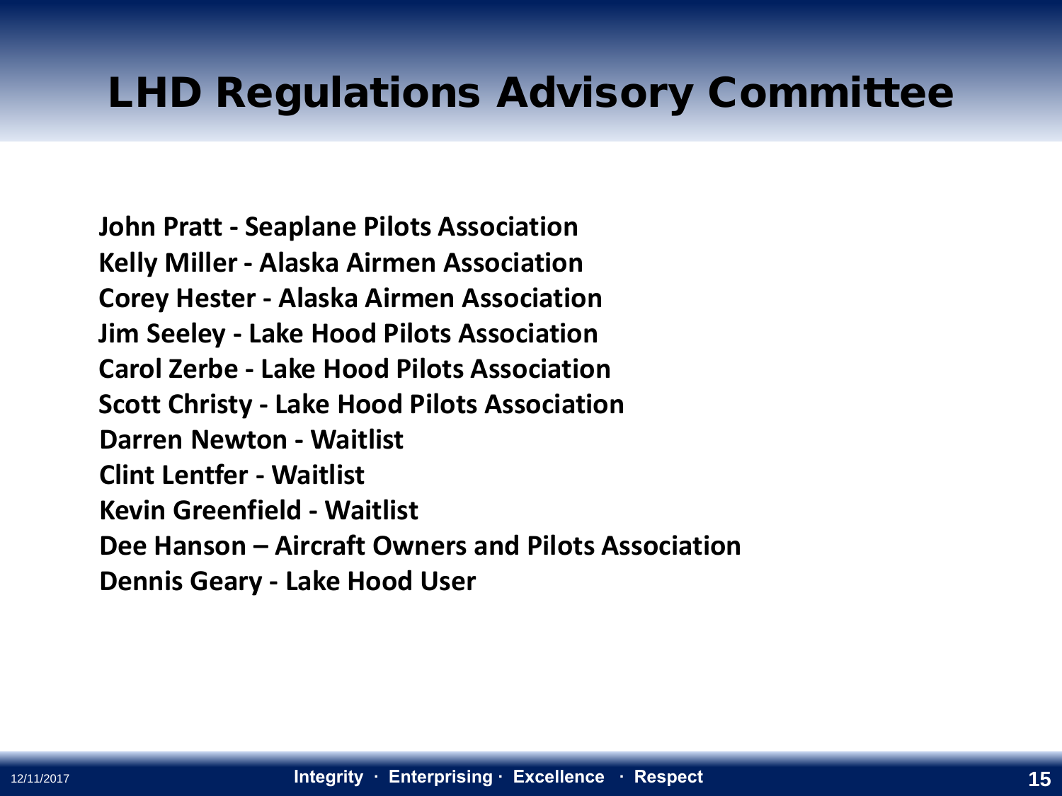# LHD Regulations Advisory Committee

**John Pratt - Seaplane Pilots Association**
**Kelly Miller - Alaska Airmen Association**
**Corey Hester - Alaska Airmen Association**
**Jim Seeley - Lake Hood Pilots Association**
**Carol Zerbe - Lake Hood Pilots Association**
**Scott Christy - Lake Hood Pilots Association**
**Darren Newton - Waitlist**
**Clint Lentfer - Waitlist**
**Kevin Greenfield - Waitlist**
**Dee Hanson – Aircraft Owners and Pilots Association**
**Dennis Geary - Lake Hood User**